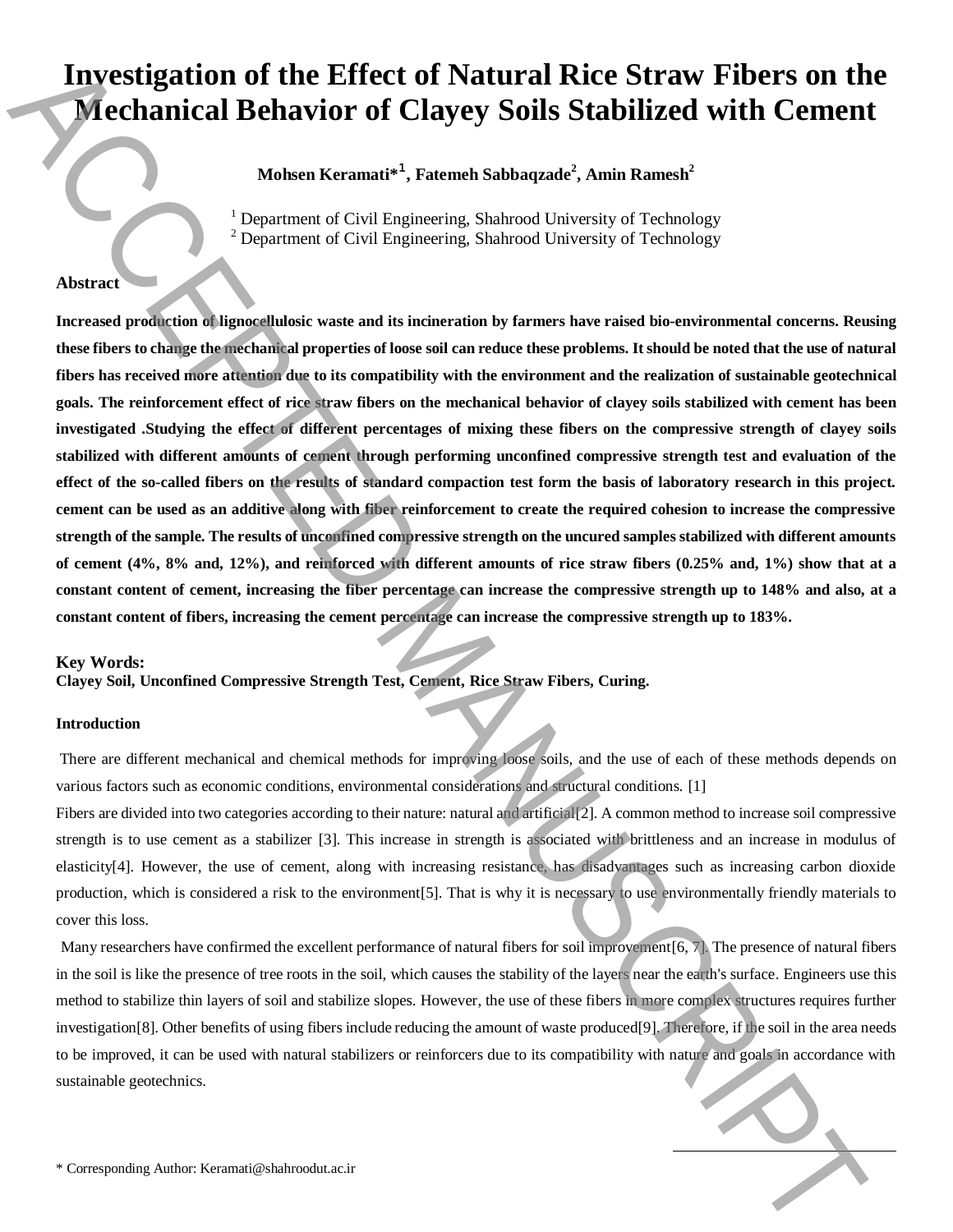# Investigation of the Effect of Natural Rice Straw Fibers on the Mechanical Behavior of Clayey Soils Stabilized with Cement

**Mohsen Keramati*[1], Fatemeh Sabbaqzade[2], Amin Ramesh[2]**

[1] Department of Civil Engineering, Shahrood University of Technology
[2] Department of Civil Engineering, Shahrood University of Technology

### Abstract

**Increased production of lignocellulosic waste and its incineration by farmers have raised bio-environmental concerns. Reusing these fibers to change the mechanical properties of loose soil can reduce these problems. It should be noted that the use of natural fibers has received more attention due to its compatibility with the environment and the realization of sustainable geotechnical goals. The reinforcement effect of rice straw fibers on the mechanical behavior of clayey soils stabilized with cement has been investigated .Studying the effect of different percentages of mixing these fibers on the compressive strength of clayey soils stabilized with different amounts of cement through performing unconfined compressive strength test and evaluation of the effect of the so-called fibers on the results of standard compaction test form the basis of laboratory research in this project. cement can be used as an additive along with fiber reinforcement to create the required cohesion to increase the compressive strength of the sample. The results of unconfined compressive strength on the uncured samples stabilized with different amounts of cement (4%, 8% and, 12%), and reinforced with different amounts of rice straw fibers (0.25% and, 1%) show that at a constant content of cement, increasing the fiber percentage can increase the compressive strength up to 148% and also, at a constant content of fibers, increasing the cement percentage can increase the compressive strength up to 183%.**

### Key Words:

**Clayey Soil, Unconfined Compressive Strength Test, Cement, Rice Straw Fibers, Curing.**

### Introduction

There are different mechanical and chemical methods for improving loose soils, and the use of each of these methods depends on various factors such as economic conditions, environmental considerations and structural conditions. [1]

Fibers are divided into two categories according to their nature: natural and artificial[2]. A common method to increase soil compressive strength is to use cement as a stabilizer [3]. This increase in strength is associated with brittleness and an increase in modulus of elasticity[4]. However, the use of cement, along with increasing resistance, has disadvantages such as increasing carbon dioxide production, which is considered a risk to the environment[5]. That is why it is necessary to use environmentally friendly materials to cover this loss.

Many researchers have confirmed the excellent performance of natural fibers for soil improvement[6, 7]. The presence of natural fibers in the soil is like the presence of tree roots in the soil, which causes the stability of the layers near the earth's surface. Engineers use this method to stabilize thin layers of soil and stabilize slopes. However, the use of these fibers in more complex structures requires further investigation[8]. Other benefits of using fibers include reducing the amount of waste produced[9]. Therefore, if the soil in the area needs to be improved, it can be used with natural stabilizers or reinforcers due to its compatibility with nature and goals in accordance with sustainable geotechnics.

* Corresponding Author: Keramati@shahroodut.ac.ir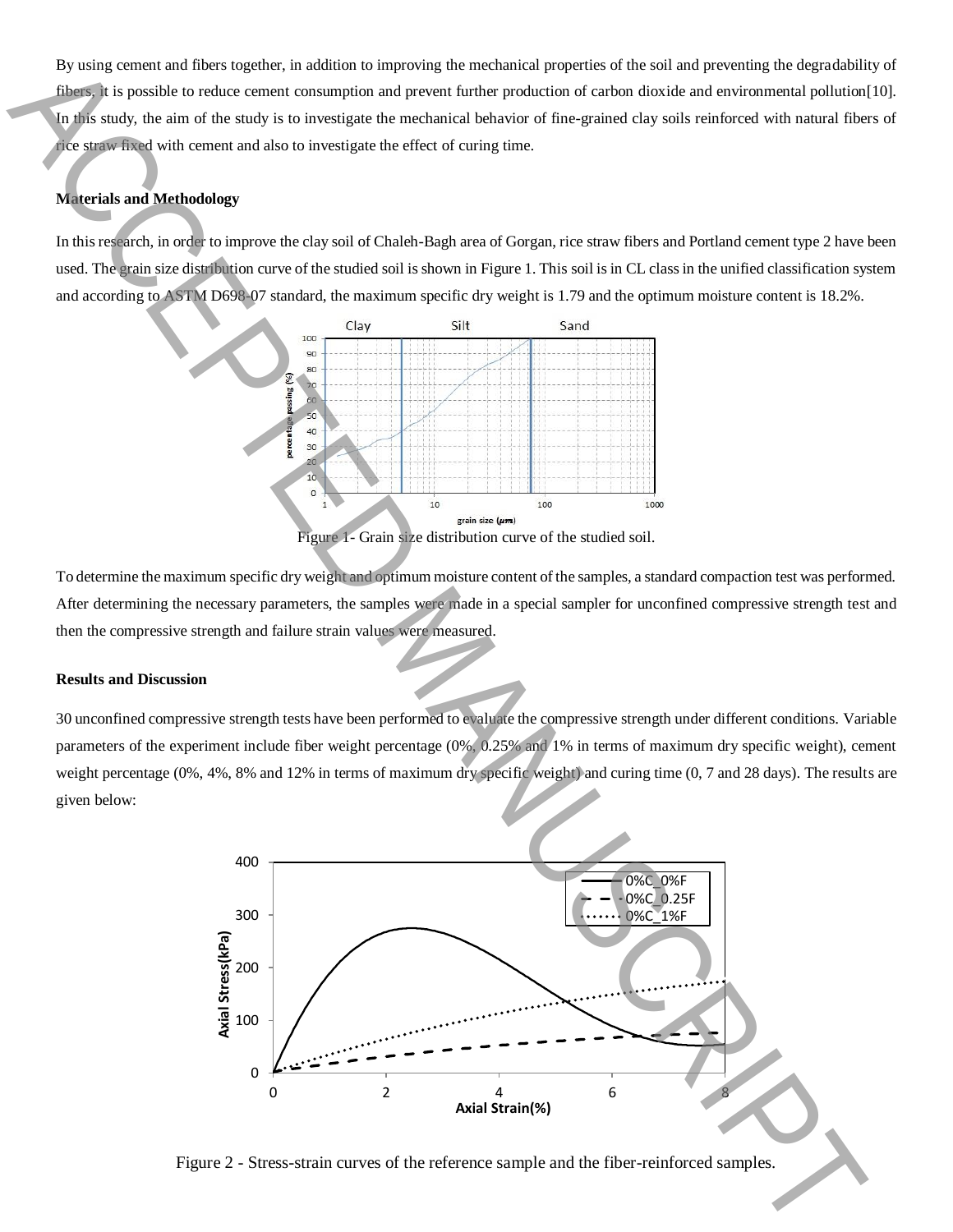By using cement and fibers together, in addition to improving the mechanical properties of the soil and preventing the degradability of fibers, it is possible to reduce cement consumption and prevent further production of carbon dioxide and environmental pollution[10]. In this study, the aim of the study is to investigate the mechanical behavior of fine-grained clay soils reinforced with natural fibers of rice straw fixed with cement and also to investigate the effect of curing time.

## Materials and Methodology

In this research, in order to improve the clay soil of Chaleh-Bagh area of Gorgan, rice straw fibers and Portland cement type 2 have been used. The grain size distribution curve of the studied soil is shown in Figure 1. This soil is in CL class in the unified classification system and according to ASTM D698-07 standard, the maximum specific dry weight is 1.79 and the optimum moisture content is 18.2%.

Figure 1- Grain size distribution curve of the studied soil.

To determine the maximum specific dry weight and optimum moisture content of the samples, a standard compaction test was performed. After determining the necessary parameters, the samples were made in a special sampler for unconfined compressive strength test and then the compressive strength and failure strain values were measured.

## Results and Discussion

30 unconfined compressive strength tests have been performed to evaluate the compressive strength under different conditions. Variable parameters of the experiment include fiber weight percentage (0%, 0.25% and 1% in terms of maximum dry specific weight), cement weight percentage (0%, 4%, 8% and 12% in terms of maximum dry specific weight) and curing time (0, 7 and 28 days). The results are given below:

Figure 2 - Stress-strain curves of the reference sample and the fiber-reinforced samples.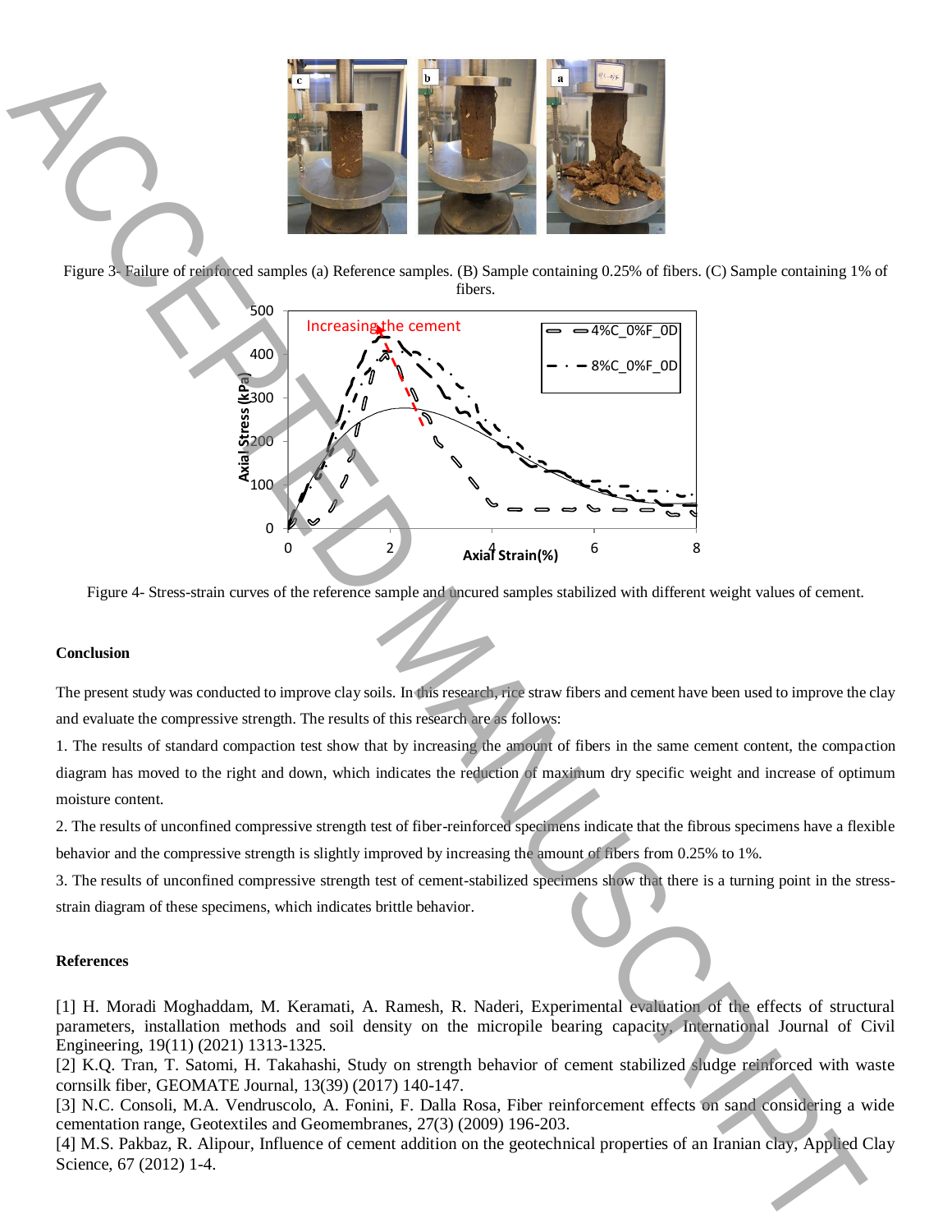Figure 3- Failure of reinforced samples (a) Reference samples. (B) Sample containing 0.25% of fibers. (C) Sample containing 1% of fibers.

Figure 4- Stress-strain curves of the reference sample and uncured samples stabilized with different weight values of cement.

**Conclusion**

The present study was conducted to improve clay soils. In this research, rice straw fibers and cement have been used to improve the clay and evaluate the compressive strength. The results of this research are as follows:

1. The results of standard compaction test show that by increasing the amount of fibers in the same cement content, the compaction diagram has moved to the right and down, which indicates the reduction of maximum dry specific weight and increase of optimum moisture content.

2. The results of unconfined compressive strength test of fiber-reinforced specimens indicate that the fibrous specimens have a flexible behavior and the compressive strength is slightly improved by increasing the amount of fibers from 0.25% to 1%.

3. The results of unconfined compressive strength test of cement-stabilized specimens show that there is a turning point in the stress-strain diagram of these specimens, which indicates brittle behavior.

**References**

[1] H. Moradi Moghaddam, M. Keramati, A. Ramesh, R. Naderi, Experimental evaluation of the effects of structural parameters, installation methods and soil density on the micropile bearing capacity, International Journal of Civil Engineering, 19(11) (2021) 1313-1325.

[2] K.Q. Tran, T. Satomi, H. Takahashi, Study on strength behavior of cement stabilized sludge reinforced with waste cornsilk fiber, GEOMATE Journal, 13(39) (2017) 140-147.

[3] N.C. Consoli, M.A. Vendruscolo, A. Fonini, F. Dalla Rosa, Fiber reinforcement effects on sand considering a wide cementation range, Geotextiles and Geomembranes, 27(3) (2009) 196-203.

[4] M.S. Pakbaz, R. Alipour, Influence of cement addition on the geotechnical properties of an Iranian clay, Applied Clay Science, 67 (2012) 1-4.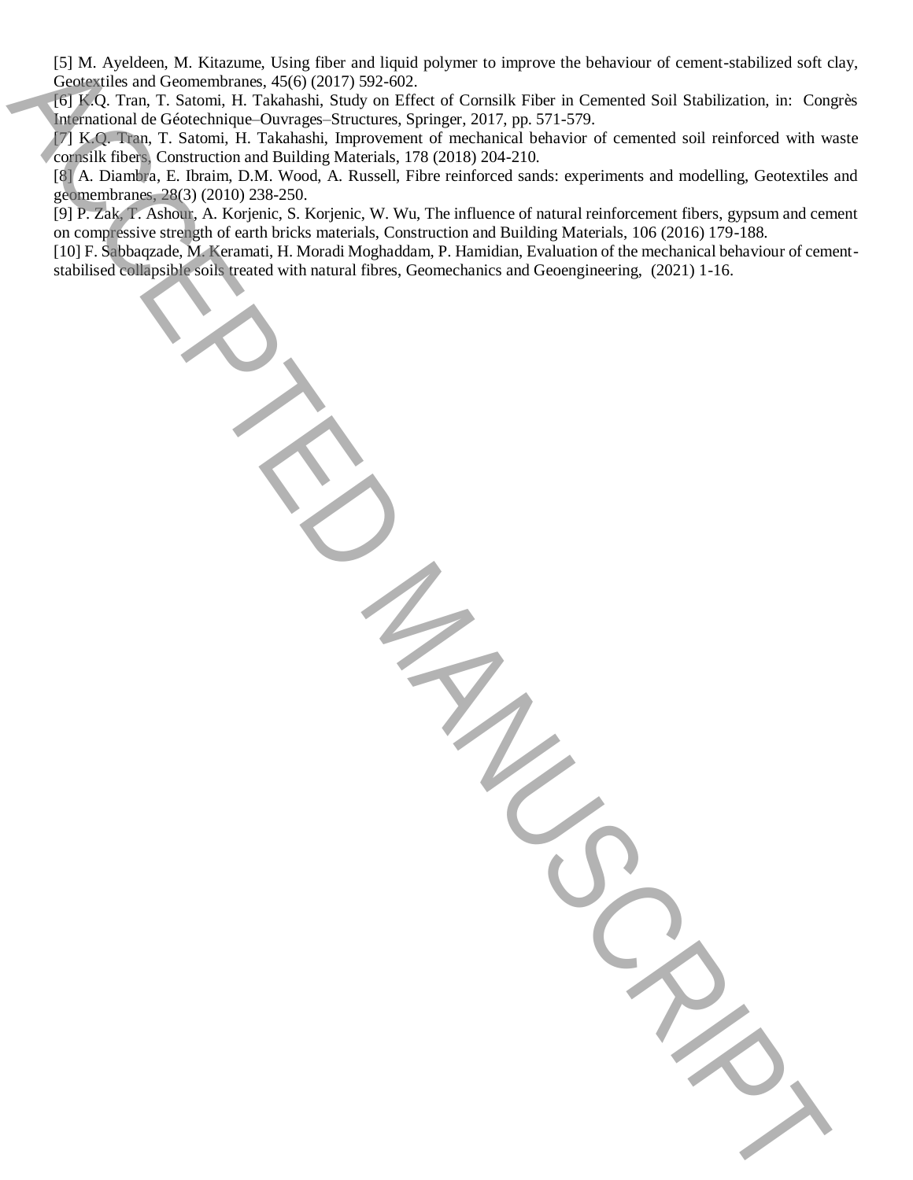[5] M. Ayeldeen, M. Kitazume, Using fiber and liquid polymer to improve the behaviour of cement-stabilized soft clay, Geotextiles and Geomembranes, 45(6) (2017) 592-602.

[6] K.Q. Tran, T. Satomi, H. Takahashi, Study on Effect of Cornsilk Fiber in Cemented Soil Stabilization, in: Congrès International de Géotechnique–Ouvrages–Structures, Springer, 2017, pp. 571-579.

[7] K.Q. Tran, T. Satomi, H. Takahashi, Improvement of mechanical behavior of cemented soil reinforced with waste cornsilk fibers, Construction and Building Materials, 178 (2018) 204-210.

[8] A. Diambra, E. Ibraim, D.M. Wood, A. Russell, Fibre reinforced sands: experiments and modelling, Geotextiles and geomembranes, 28(3) (2010) 238-250.

[9] P. Zak, T. Ashour, A. Korjenic, S. Korjenic, W. Wu, The influence of natural reinforcement fibers, gypsum and cement on compressive strength of earth bricks materials, Construction and Building Materials, 106 (2016) 179-188.

[10] F. Sabbaqzade, M. Keramati, H. Moradi Moghaddam, P. Hamidian, Evaluation of the mechanical behaviour of cement-stabilised collapsible soils treated with natural fibres, Geomechanics and Geoengineering, (2021) 1-16.